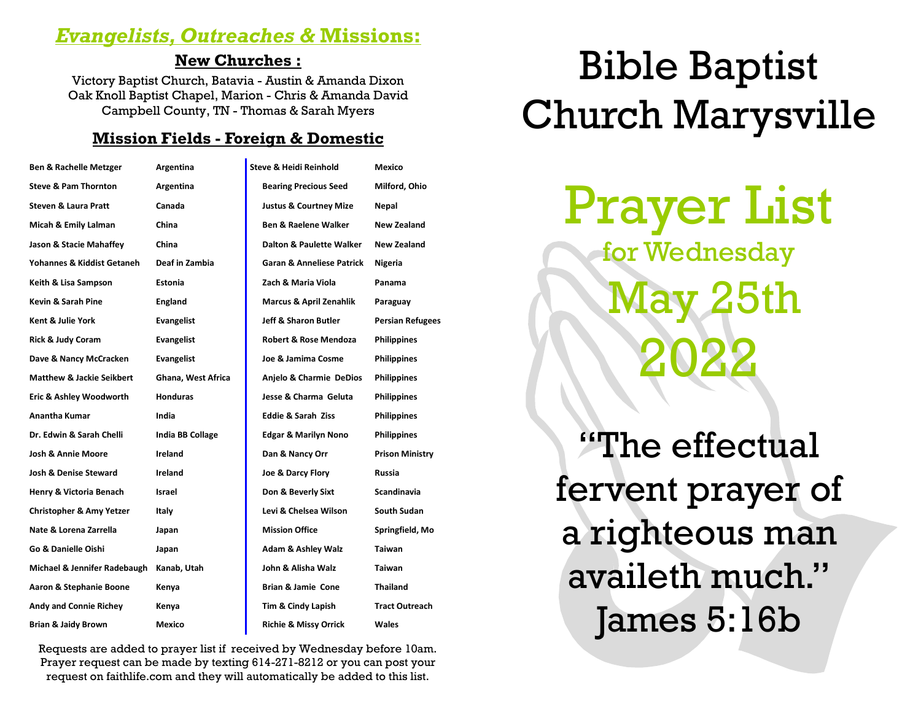## *Evangelists, Outreaches &* **Missions:**

### New Churches :

Victory Baptist Church, Batavia - Austin & Amanda Dixon
Oak Knoll Baptist Chapel, Marion - Chris & Amanda David
Campbell County, TN - Thomas & Sarah Myers

### Mission Fields - Foreign & Domestic

| Missionary | Field |
|---|---|
| Ben & Rachelle Metzger | Argentina |
| Steve & Pam Thornton | Argentina |
| Steven & Laura Pratt | Canada |
| Micah & Emily Lalman | China |
| Jason & Stacie Mahaffey | China |
| Yohannes & Kiddist Getaneh | Deaf in Zambia |
| Keith & Lisa Sampson | Estonia |
| Kevin & Sarah Pine | England |
| Kent & Julie York | Evangelist |
| Rick & Judy Coram | Evangelist |
| Dave & Nancy McCracken | Evangelist |
| Matthew & Jackie Seikbert | Ghana, West Africa |
| Eric & Ashley Woodworth | Honduras |
| Anantha Kumar | India |
| Dr. Edwin & Sarah Chelli | India BB Collage |
| Josh & Annie Moore | Ireland |
| Josh & Denise Steward | Ireland |
| Henry & Victoria Benach | Israel |
| Christopher & Amy Yetzer | Italy |
| Nate & Lorena Zarrella | Japan |
| Go & Danielle Oishi | Japan |
| Michael & Jennifer Radebaugh | Kanab, Utah |
| Aaron & Stephanie Boone | Kenya |
| Andy and Connie Richey | Kenya |
| Brian & Jaidy Brown | Mexico |
| Steve & Heidi Reinhold | Mexico |
| Bearing Precious Seed | Milford, Ohio |
| Justus & Courtney Mize | Nepal |
| Ben & Raelene Walker | New Zealand |
| Dalton & Paulette Walker | New Zealand |
| Garan & Anneliese Patrick | Nigeria |
| Zach & Maria Viola | Panama |
| Marcus & April Zenahlik | Paraguay |
| Jeff & Sharon Butler | Persian Refugees |
| Robert & Rose Mendoza | Philippines |
| Joe & Jamima Cosme | Philippines |
| Anjelo & Charmie DeDios | Philippines |
| Jesse & Charma Geluta | Philippines |
| Eddie & Sarah Ziss | Philippines |
| Edgar & Marilyn Nono | Philippines |
| Dan & Nancy Orr | Prison Ministry |
| Joe & Darcy Flory | Russia |
| Don & Beverly Sixt | Scandinavia |
| Levi & Chelsea Wilson | South Sudan |
| Mission Office | Springfield, Mo |
| Adam & Ashley Walz | Taiwan |
| John & Alisha Walz | Taiwan |
| Brian & Jamie Cone | Thailand |
| Tim & Cindy Lapish | Tract Outreach |
| Richie & Missy Orrick | Wales |

Requests are added to prayer list if received by Wednesday before 10am. Prayer request can be made by texting 614-271-8212 or you can post your request on faithlife.com and they will automatically be added to this list.

# Bible Baptist Church Marysville

# Prayer List

## for Wednesday

## May 25th 2022

"The effectual fervent prayer of a righteous man availeth much."
James 5:16b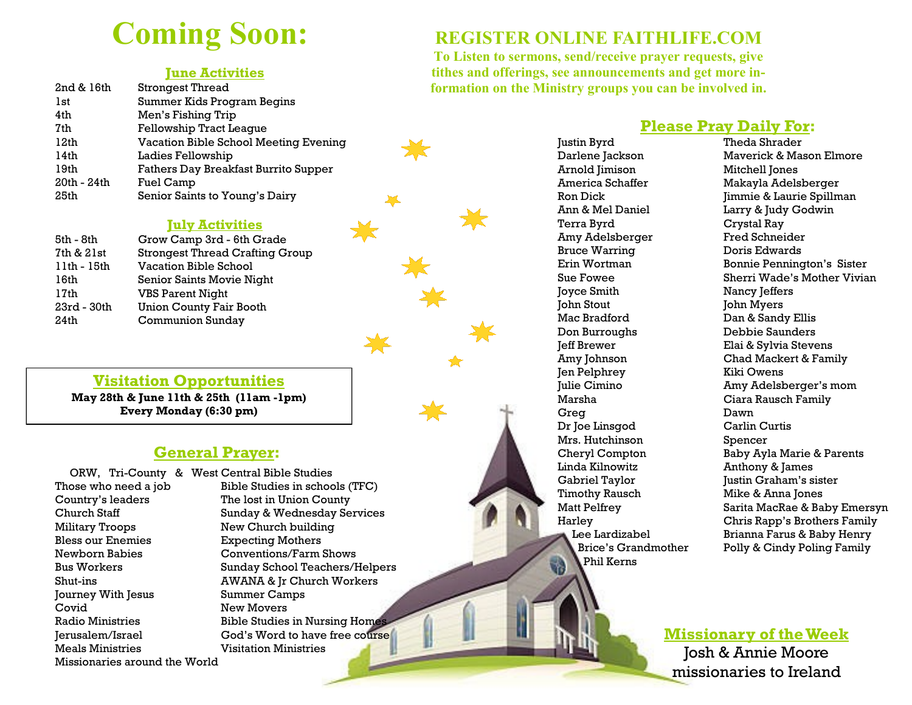# Coming Soon:

## June Activities

| | |
|---|---|
| 2nd & 16th | Strongest Thread |
| 1st | Summer Kids Program Begins |
| 4th | Men's Fishing Trip |
| 7th | Fellowship Tract League |
| 12th | Vacation Bible School Meeting Evening |
| 14th | Ladies Fellowship |
| 19th | Fathers Day Breakfast Burrito Supper |
| 20th - 24th | Fuel Camp |
| 25th | Senior Saints to Young's Dairy |

## July Activities

| | |
|---|---|
| 5th - 8th | Grow Camp 3rd - 6th Grade |
| 7th & 21st | Strongest Thread Crafting Group |
| 11th - 15th | Vacation Bible School |
| 16th | Senior Saints Movie Night |
| 17th | VBS Parent Night |
| 23rd - 30th | Union County Fair Booth |
| 24th | Communion Sunday |

## Visitation Opportunities

**May 28th & June 11th & 25th (11am -1pm)**
**Every Monday (6:30 pm)**

## General Prayer:

ORW, Tri-County & West Central Bible Studies

- Those who need a job
- Country's leaders
- Church Staff
- Military Troops
- Bless our Enemies
- Newborn Babies
- Bus Workers
- Shut-ins
- Journey With Jesus
- Covid
- Radio Ministries
- Jerusalem/Israel
- Meals Ministries
- Missionaries around the World
- Bible Studies in schools (TFC)
- The lost in Union County
- Sunday & Wednesday Services
- New Church building
- Expecting Mothers
- Conventions/Farm Shows
- Sunday School Teachers/Helpers
- AWANA & Jr Church Workers
- Summer Camps
- New Movers
- Bible Studies in Nursing Homes
- God's Word to have free course
- Visitation Ministries

## REGISTER ONLINE FAITHLIFE.COM

**To Listen to sermons, send/receive prayer requests, give tithes and offerings, see announcements and get more information on the Ministry groups you can be involved in.**

## Please Pray Daily For:

- Justin Byrd
- Darlene Jackson
- Arnold Jimison
- America Schaffer
- Ron Dick
- Ann & Mel Daniel
- Terra Byrd
- Amy Adelsberger
- Bruce Warring
- Erin Wortman
- Sue Fowee
- Joyce Smith
- John Stout
- Mac Bradford
- Don Burroughs
- Jeff Brewer
- Amy Johnson
- Jen Pelphrey
- Julie Cimino
- Marsha
- Greg
- Dr Joe Linsgod
- Mrs. Hutchinson
- Cheryl Compton
- Linda Kilnowitz
- Gabriel Taylor
- Timothy Rausch
- Matt Pelfrey
- Harley
- Lee Lardizabel
- Brice's Grandmother
- Phil Kerns
- Theda Shrader
- Maverick & Mason Elmore
- Mitchell Jones
- Makayla Adelsberger
- Jimmie & Laurie Spillman
- Larry & Judy Godwin
- Crystal Ray
- Fred Schneider
- Doris Edwards
- Bonnie Pennington's Sister
- Sherri Wade's Mother Vivian
- Nancy Jeffers
- John Myers
- Dan & Sandy Ellis
- Debbie Saunders
- Elai & Sylvia Stevens
- Chad Mackert & Family
- Kiki Owens
- Amy Adelsberger's mom
- Ciara Rausch Family
- Dawn
- Carlin Curtis
- Spencer
- Baby Ayla Marie & Parents
- Anthony & James
- Justin Graham's sister
- Mike & Anna Jones
- Sarita MacRae & Baby Emersyn
- Chris Rapp's Brothers Family
- Brianna Farus & Baby Henry
- Polly & Cindy Poling Family

## Missionary of the Week

Josh & Annie Moore
missionaries to Ireland